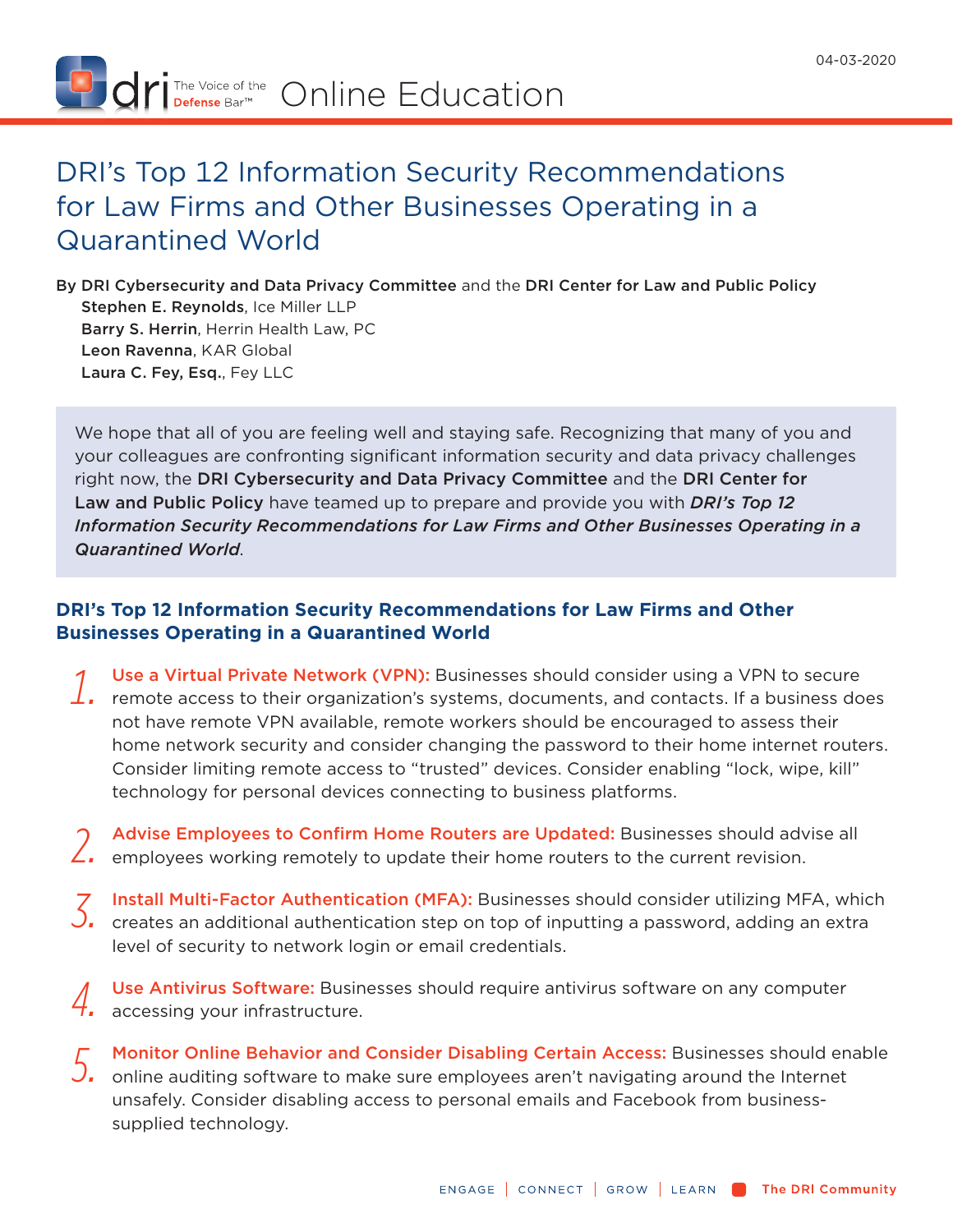04-03-2020

dri The Voice of the Defense Bar™ Online Education

# DRI's Top 12 Information Security Recommendations for Law Firms and Other Businesses Operating in a Quarantined World

By **DRI Cybersecurity and Data Privacy Committee** and the **DRI Center for Law and Public Policy**

**Stephen E. Reynolds**, Ice Miller LLP
**Barry S. Herrin**, Herrin Health Law, PC
**Leon Ravenna**, KAR Global
**Laura C. Fey, Esq.**, Fey LLC

We hope that all of you are feeling well and staying safe. Recognizing that many of you and your colleagues are confronting significant information security and data privacy challenges right now, the **DRI Cybersecurity and Data Privacy Committee** and the **DRI Center for Law and Public Policy** have teamed up to prepare and provide you with ***DRI's Top 12 Information Security Recommendations for Law Firms and Other Businesses Operating in a Quarantined World***.

## DRI's Top 12 Information Security Recommendations for Law Firms and Other Businesses Operating in a Quarantined World

1. **Use a Virtual Private Network (VPN):** Businesses should consider using a VPN to secure remote access to their organization's systems, documents, and contacts. If a business does not have remote VPN available, remote workers should be encouraged to assess their home network security and consider changing the password to their home internet routers. Consider limiting remote access to "trusted" devices. Consider enabling "lock, wipe, kill" technology for personal devices connecting to business platforms.

2. **Advise Employees to Confirm Home Routers are Updated:** Businesses should advise all employees working remotely to update their home routers to the current revision.

3. **Install Multi-Factor Authentication (MFA):** Businesses should consider utilizing MFA, which creates an additional authentication step on top of inputting a password, adding an extra level of security to network login or email credentials.

4. **Use Antivirus Software:** Businesses should require antivirus software on any computer accessing your infrastructure.

5. **Monitor Online Behavior and Consider Disabling Certain Access:** Businesses should enable online auditing software to make sure employees aren't navigating around the Internet unsafely. Consider disabling access to personal emails and Facebook from business-supplied technology.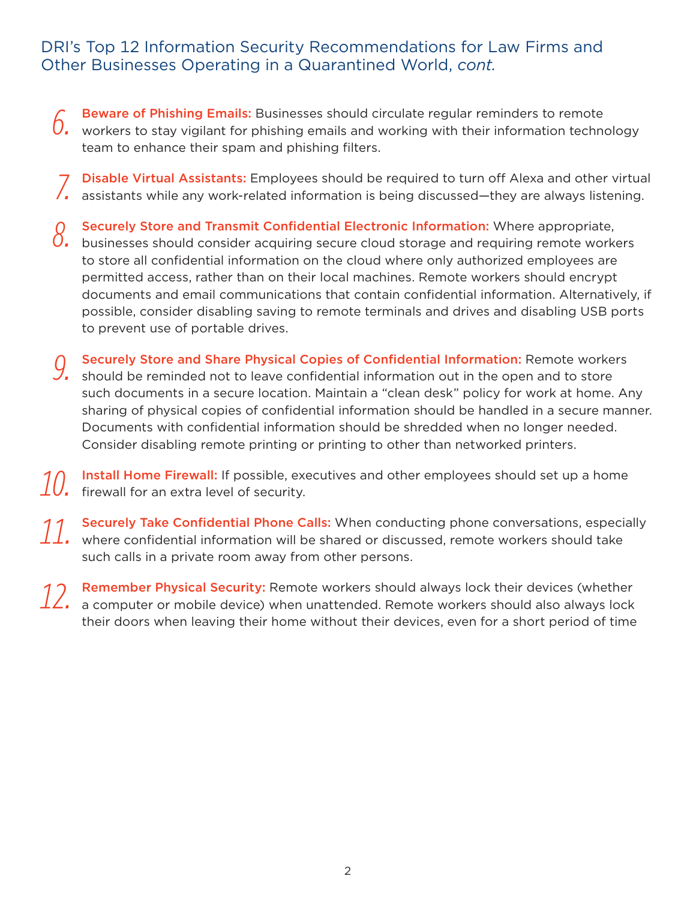## DRI's Top 12 Information Security Recommendations for Law Firms and Other Businesses Operating in a Quarantined World, *cont.*

6. **Beware of Phishing Emails:** Businesses should circulate regular reminders to remote workers to stay vigilant for phishing emails and working with their information technology team to enhance their spam and phishing filters.

7. **Disable Virtual Assistants:** Employees should be required to turn off Alexa and other virtual assistants while any work-related information is being discussed—they are always listening.

8. **Securely Store and Transmit Confidential Electronic Information:** Where appropriate, businesses should consider acquiring secure cloud storage and requiring remote workers to store all confidential information on the cloud where only authorized employees are permitted access, rather than on their local machines. Remote workers should encrypt documents and email communications that contain confidential information. Alternatively, if possible, consider disabling saving to remote terminals and drives and disabling USB ports to prevent use of portable drives.

9. **Securely Store and Share Physical Copies of Confidential Information:** Remote workers should be reminded not to leave confidential information out in the open and to store such documents in a secure location. Maintain a "clean desk" policy for work at home. Any sharing of physical copies of confidential information should be handled in a secure manner. Documents with confidential information should be shredded when no longer needed. Consider disabling remote printing or printing to other than networked printers.

10. **Install Home Firewall:** If possible, executives and other employees should set up a home firewall for an extra level of security.

11. **Securely Take Confidential Phone Calls:** When conducting phone conversations, especially where confidential information will be shared or discussed, remote workers should take such calls in a private room away from other persons.

12. **Remember Physical Security:** Remote workers should always lock their devices (whether a computer or mobile device) when unattended. Remote workers should also always lock their doors when leaving their home without their devices, even for a short period of time